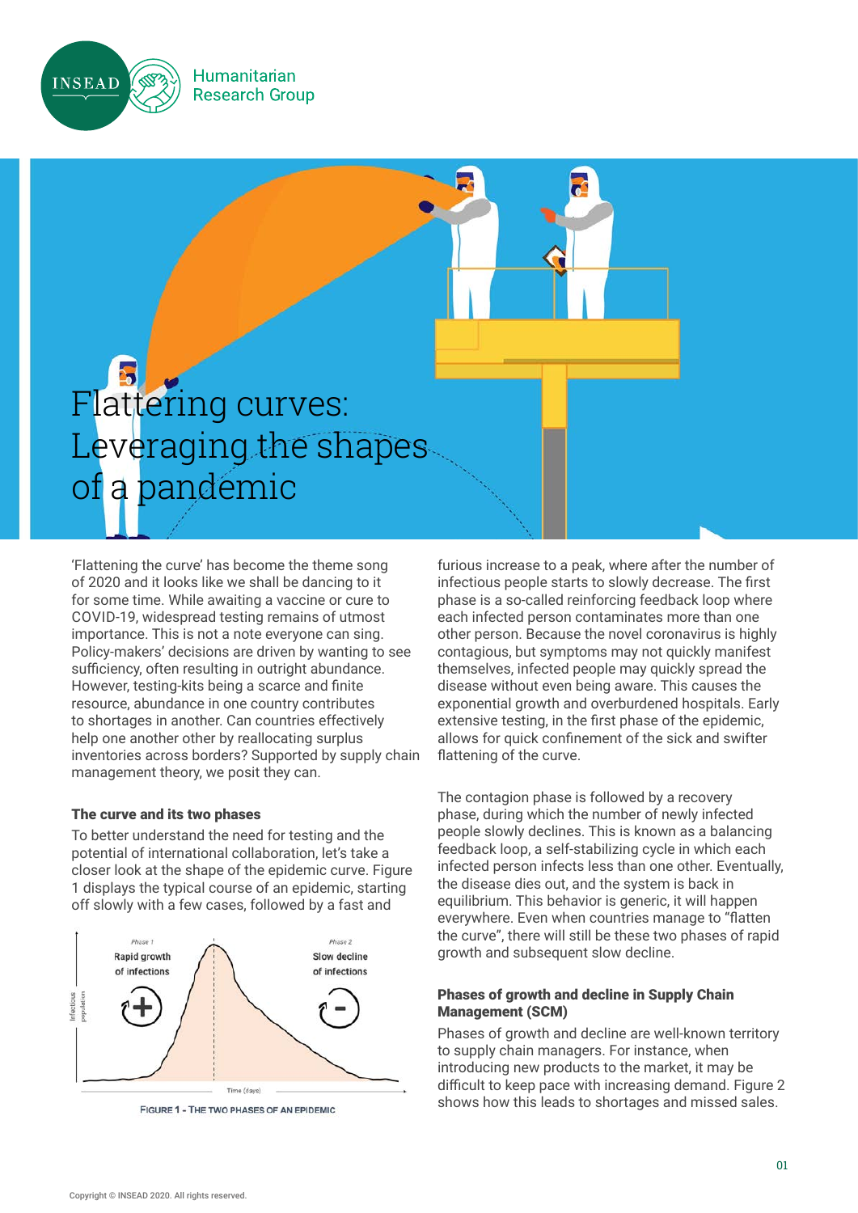INSEAD Humanitarian Research Group

# Flattering curves: Leveraging the shapes of a pandemic

'Flattening the curve' has become the theme song of 2020 and it looks like we shall be dancing to it for some time. While awaiting a vaccine or cure to COVID-19, widespread testing remains of utmost importance. This is not a note everyone can sing. Policy-makers' decisions are driven by wanting to see sufficiency, often resulting in outright abundance. However, testing-kits being a scarce and finite resource, abundance in one country contributes to shortages in another. Can countries effectively help one another other by reallocating surplus inventories across borders? Supported by supply chain management theory, we posit they can.

### The curve and its two phases

To better understand the need for testing and the potential of international collaboration, let's take a closer look at the shape of the epidemic curve. Figure 1 displays the typical course of an epidemic, starting off slowly with a few cases, followed by a fast and furious increase to a peak, where after the number of infectious people starts to slowly decrease. The first phase is a so-called reinforcing feedback loop where each infected person contaminates more than one other person. Because the novel coronavirus is highly contagious, but symptoms may not quickly manifest themselves, infected people may quickly spread the disease without even being aware. This causes the exponential growth and overburdened hospitals. Early extensive testing, in the first phase of the epidemic, allows for quick confinement of the sick and swifter flattening of the curve.

Phase 1: Rapid growth of infections (+) | Phase 2: Slow decline of infections (-) | Infectious population | Time (days)

FIGURE 1 - THE TWO PHASES OF AN EPIDEMIC

The contagion phase is followed by a recovery phase, during which the number of newly infected people slowly declines. This is known as a balancing feedback loop, a self-stabilizing cycle in which each infected person infects less than one other. Eventually, the disease dies out, and the system is back in equilibrium. This behavior is generic, it will happen everywhere. Even when countries manage to "flatten the curve", there will still be these two phases of rapid growth and subsequent slow decline.

### Phases of growth and decline in Supply Chain Management (SCM)

Phases of growth and decline are well-known territory to supply chain managers. For instance, when introducing new products to the market, it may be difficult to keep pace with increasing demand. Figure 2 shows how this leads to shortages and missed sales.

Copyright © INSEAD 2020. All rights reserved.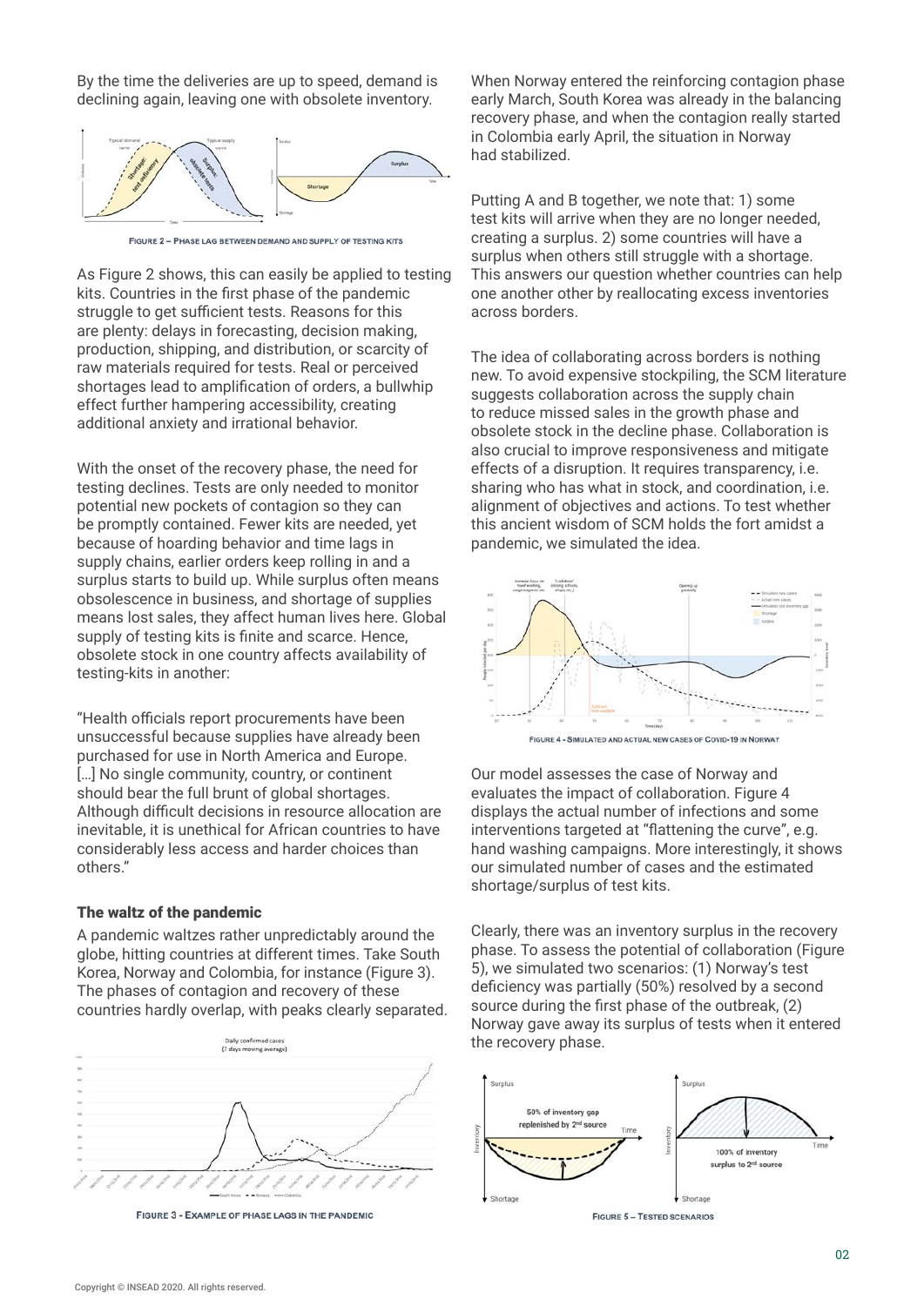By the time the deliveries are up to speed, demand is declining again, leaving one with obsolete inventory.

FIGURE 2 – PHASE LAG BETWEEN DEMAND AND SUPPLY OF TESTING KITS

As Figure 2 shows, this can easily be applied to testing kits. Countries in the first phase of the pandemic struggle to get sufficient tests. Reasons for this are plenty: delays in forecasting, decision making, production, shipping, and distribution, or scarcity of raw materials required for tests. Real or perceived shortages lead to amplification of orders, a bullwhip effect further hampering accessibility, creating additional anxiety and irrational behavior.

With the onset of the recovery phase, the need for testing declines. Tests are only needed to monitor potential new pockets of contagion so they can be promptly contained. Fewer kits are needed, yet because of hoarding behavior and time lags in supply chains, earlier orders keep rolling in and a surplus starts to build up. While surplus often means obsolescence in business, and shortage of supplies means lost sales, they affect human lives here. Global supply of testing kits is finite and scarce. Hence, obsolete stock in one country affects availability of testing-kits in another:

"Health officials report procurements have been unsuccessful because supplies have already been purchased for use in North America and Europe. […] No single community, country, or continent should bear the full brunt of global shortages. Although difficult decisions in resource allocation are inevitable, it is unethical for African countries to have considerably less access and harder choices than others."

## The waltz of the pandemic

A pandemic waltzes rather unpredictably around the globe, hitting countries at different times. Take South Korea, Norway and Colombia, for instance (Figure 3). The phases of contagion and recovery of these countries hardly overlap, with peaks clearly separated.

FIGURE 3 - EXAMPLE OF PHASE LAGS IN THE PANDEMIC

When Norway entered the reinforcing contagion phase early March, South Korea was already in the balancing recovery phase, and when the contagion really started in Colombia early April, the situation in Norway had stabilized.

Putting A and B together, we note that: 1) some test kits will arrive when they are no longer needed, creating a surplus. 2) some countries will have a surplus when others still struggle with a shortage. This answers our question whether countries can help one another other by reallocating excess inventories across borders.

The idea of collaborating across borders is nothing new. To avoid expensive stockpiling, the SCM literature suggests collaboration across the supply chain to reduce missed sales in the growth phase and obsolete stock in the decline phase. Collaboration is also crucial to improve responsiveness and mitigate effects of a disruption. It requires transparency, i.e. sharing who has what in stock, and coordination, i.e. alignment of objectives and actions. To test whether this ancient wisdom of SCM holds the fort amidst a pandemic, we simulated the idea.

FIGURE 4 - SIMULATED AND ACTUAL NEW CASES OF COVID-19 IN NORWAY

Our model assesses the case of Norway and evaluates the impact of collaboration. Figure 4 displays the actual number of infections and some interventions targeted at "flattening the curve", e.g. hand washing campaigns. More interestingly, it shows our simulated number of cases and the estimated shortage/surplus of test kits.

Clearly, there was an inventory surplus in the recovery phase. To assess the potential of collaboration (Figure 5), we simulated two scenarios: (1) Norway's test deficiency was partially (50%) resolved by a second source during the first phase of the outbreak, (2) Norway gave away its surplus of tests when it entered the recovery phase.

FIGURE 5 – TESTED SCENARIOS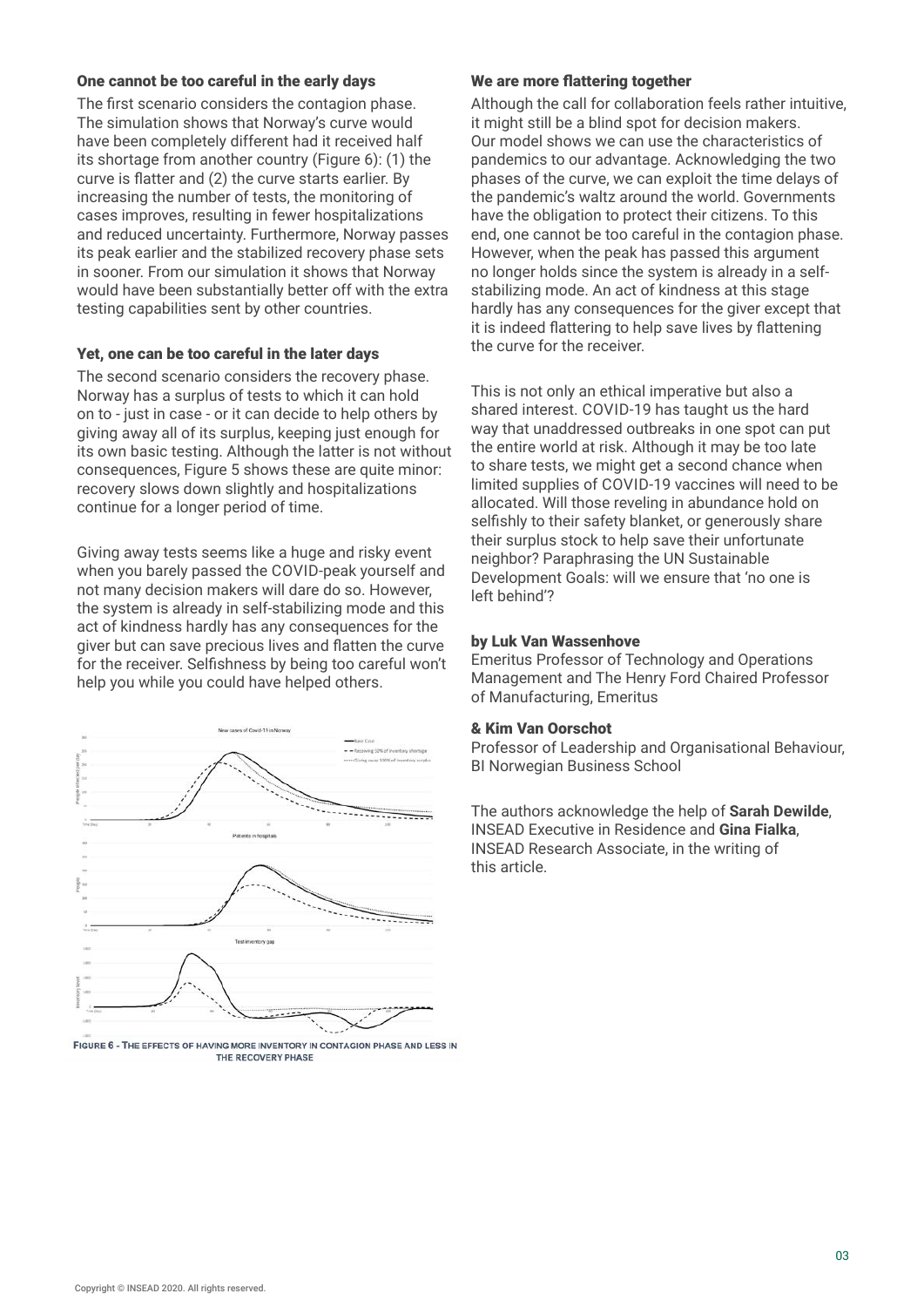### One cannot be too careful in the early days

The first scenario considers the contagion phase. The simulation shows that Norway's curve would have been completely different had it received half its shortage from another country (Figure 6): (1) the curve is flatter and (2) the curve starts earlier. By increasing the number of tests, the monitoring of cases improves, resulting in fewer hospitalizations and reduced uncertainty. Furthermore, Norway passes its peak earlier and the stabilized recovery phase sets in sooner. From our simulation it shows that Norway would have been substantially better off with the extra testing capabilities sent by other countries.

### Yet, one can be too careful in the later days

The second scenario considers the recovery phase. Norway has a surplus of tests to which it can hold on to - just in case - or it can decide to help others by giving away all of its surplus, keeping just enough for its own basic testing. Although the latter is not without consequences, Figure 5 shows these are quite minor: recovery slows down slightly and hospitalizations continue for a longer period of time.

Giving away tests seems like a huge and risky event when you barely passed the COVID-peak yourself and not many decision makers will dare do so. However, the system is already in self-stabilizing mode and this act of kindness hardly has any consequences for the giver but can save precious lives and flatten the curve for the receiver. Selfishness by being too careful won't help you while you could have helped others.

New cases of Covid-19 in Norway

Base Case

Receiving 50% of inventory shortage

Giving away 100% of inventory surplus

Patients in hospitals

Test inventory gap

FIGURE 6 - THE EFFECTS OF HAVING MORE INVENTORY IN CONTAGION PHASE AND LESS IN THE RECOVERY PHASE

### We are more flattering together

Although the call for collaboration feels rather intuitive, it might still be a blind spot for decision makers. Our model shows we can use the characteristics of pandemics to our advantage. Acknowledging the two phases of the curve, we can exploit the time delays of the pandemic's waltz around the world. Governments have the obligation to protect their citizens. To this end, one cannot be too careful in the contagion phase. However, when the peak has passed this argument no longer holds since the system is already in a self-stabilizing mode. An act of kindness at this stage hardly has any consequences for the giver except that it is indeed flattering to help save lives by flattening the curve for the receiver.

This is not only an ethical imperative but also a shared interest. COVID-19 has taught us the hard way that unaddressed outbreaks in one spot can put the entire world at risk. Although it may be too late to share tests, we might get a second chance when limited supplies of COVID-19 vaccines will need to be allocated. Will those reveling in abundance hold on selfishly to their safety blanket, or generously share their surplus stock to help save their unfortunate neighbor? Paraphrasing the UN Sustainable Development Goals: will we ensure that 'no one is left behind'?

**by Luk Van Wassenhove**
Emeritus Professor of Technology and Operations Management and The Henry Ford Chaired Professor of Manufacturing, Emeritus

**& Kim Van Oorschot**
Professor of Leadership and Organisational Behaviour, BI Norwegian Business School

The authors acknowledge the help of **Sarah Dewilde**, INSEAD Executive in Residence and **Gina Fialka**, INSEAD Research Associate, in the writing of this article.

Copyright © INSEAD 2020. All rights reserved.